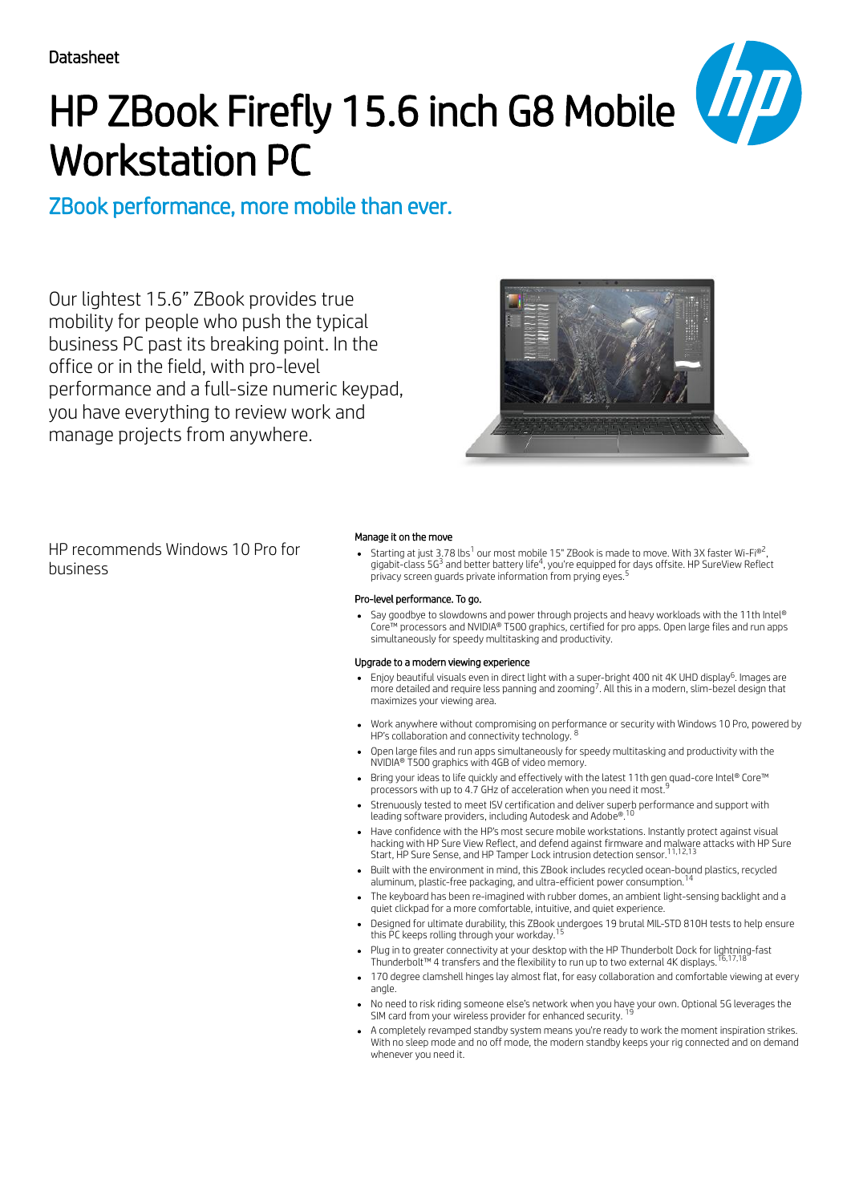Datasheet

# HP ZBook Firefly 15.6 inch G8 Mobile Workstation PC

## ZBook performance, more mobile than ever.

Our lightest 15.6" ZBook provides true mobility for people who push the typical business PC past its breaking point. In the office or in the field, with pro-level performance and a full-size numeric keypad, you have everything to review work and manage projects from anywhere.

HP recommends Windows 10 Pro for business

### Manage it on the move

- Starting at just 3.78 lbs[1] our most mobile 15" ZBook is made to move. With 3X faster Wi-Fi®[2], gigabit-class 5G[3] and better battery life[4], you're equipped for days offsite. HP SureView Reflect privacy screen guards private information from prying eyes.[5]

### Pro-level performance. To go.

- Say goodbye to slowdowns and power through projects and heavy workloads with the 11th Intel® Core™ processors and NVIDIA® T500 graphics, certified for pro apps. Open large files and run apps simultaneously for speedy multitasking and productivity.

### Upgrade to a modern viewing experience

- Enjoy beautiful visuals even in direct light with a super-bright 400 nit 4K UHD display[6]. Images are more detailed and require less panning and zooming[7]. All this in a modern, slim-bezel design that maximizes your viewing area.

- Work anywhere without compromising on performance or security with Windows 10 Pro, powered by HP's collaboration and connectivity technology. [8]
- Open large files and run apps simultaneously for speedy multitasking and productivity with the NVIDIA® T500 graphics with 4GB of video memory.
- Bring your ideas to life quickly and effectively with the latest 11th gen quad-core Intel® Core™ processors with up to 4.7 GHz of acceleration when you need it most.[9]
- Strenuously tested to meet ISV certification and deliver superb performance and support with leading software providers, including Autodesk and Adobe®.[10]
- Have confidence with the HP's most secure mobile workstations. Instantly protect against visual hacking with HP Sure View Reflect, and defend against firmware and malware attacks with HP Sure Start, HP Sure Sense, and HP Tamper Lock intrusion detection sensor.[11,12,13]
- Built with the environment in mind, this ZBook includes recycled ocean-bound plastics, recycled aluminum, plastic-free packaging, and ultra-efficient power consumption.[14]
- The keyboard has been re-imagined with rubber domes, an ambient light-sensing backlight and a quiet clickpad for a more comfortable, intuitive, and quiet experience.
- Designed for ultimate durability, this ZBook undergoes 19 brutal MIL-STD 810H tests to help ensure this PC keeps rolling through your workday.[15]
- Plug in to greater connectivity at your desktop with the HP Thunderbolt Dock for lightning-fast Thunderbolt™ 4 transfers and the flexibility to run up to two external 4K displays.[16,17,18]
- 170 degree clamshell hinges lay almost flat, for easy collaboration and comfortable viewing at every angle.
- No need to risk riding someone else's network when you have your own. Optional 5G leverages the SIM card from your wireless provider for enhanced security. [19]
- A completely revamped standby system means you're ready to work the moment inspiration strikes. With no sleep mode and no off mode, the modern standby keeps your rig connected and on demand whenever you need it.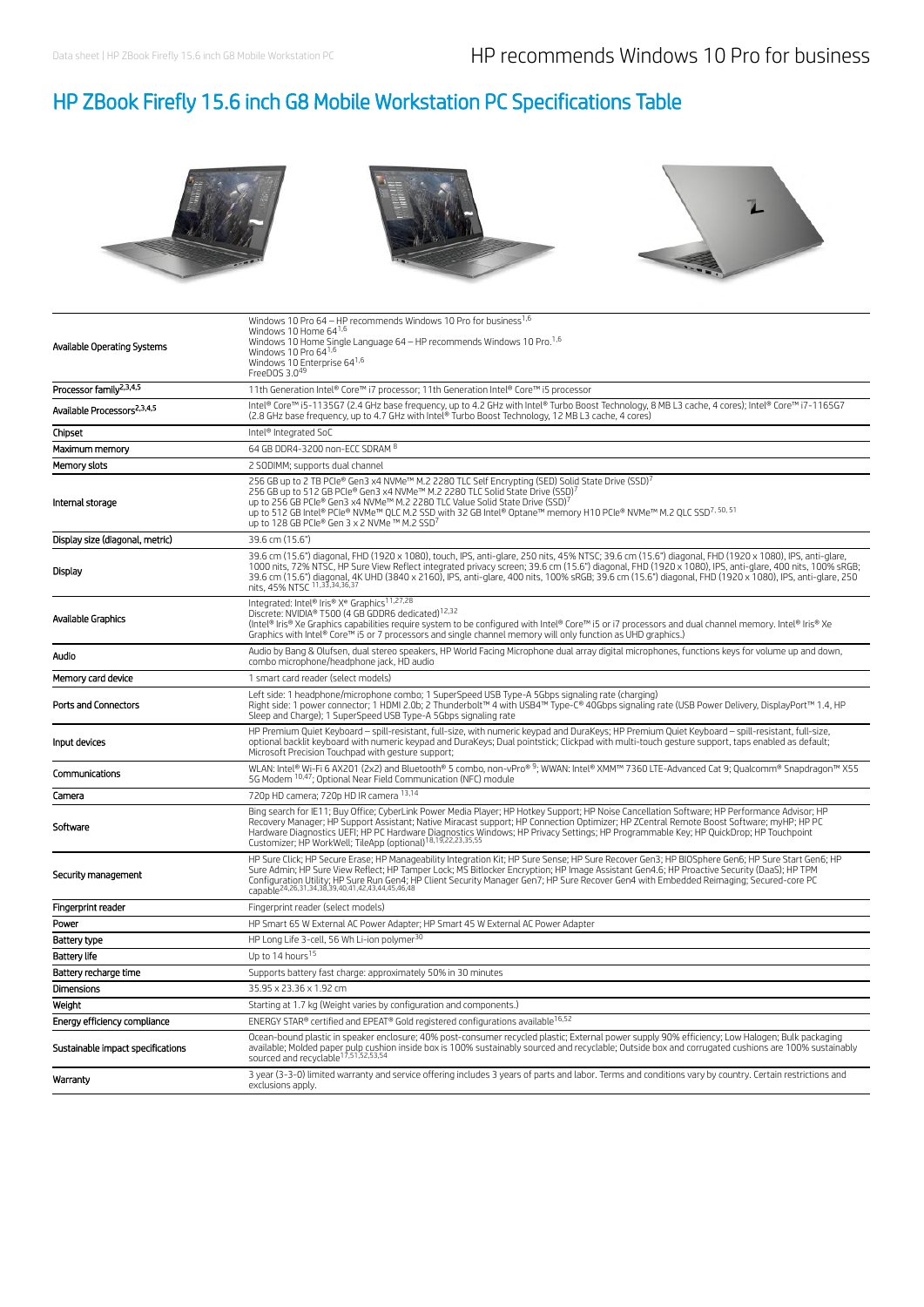# HP ZBook Firefly 15.6 inch G8 Mobile Workstation PC Specifications Table

| | |
|---|---|
| Available Operating Systems | Windows 10 Pro 64 – HP recommends Windows 10 Pro for business[1,6]<br>Windows 10 Home 64[1,6]<br>Windows 10 Home Single Language 64 – HP recommends Windows 10 Pro.[1,6]<br>Windows 10 Pro 64[1,6]<br>Windows 10 Enterprise 64[1,6]<br>FreeDOS 3.0[49] |
| Processor family[2,3,4,5] | 11th Generation Intel® Core™ i7 processor; 11th Generation Intel® Core™ i5 processor |
| Available Processors[2,3,4,5] | Intel® Core™ i5-1135G7 (2.4 GHz base frequency, up to 4.2 GHz with Intel® Turbo Boost Technology, 8 MB L3 cache, 4 cores); Intel® Core™ i7-1165G7 (2.8 GHz base frequency, up to 4.7 GHz with Intel® Turbo Boost Technology, 12 MB L3 cache, 4 cores) |
| Chipset | Intel® Integrated SoC |
| Maximum memory | 64 GB DDR4-3200 non-ECC SDRAM [8] |
| Memory slots | 2 SODIMM; supports dual channel |
| Internal storage | 256 GB up to 2 TB PCIe® Gen3 x4 NVMe™ M.2 2280 TLC Self Encrypting (SED) Solid State Drive (SSD)[7]<br>256 GB up to 512 GB PCIe® Gen3 x4 NVMe™ M.2 2280 TLC Sure View Reflect integrated privacy screen (SSD)[7]<br>up to 256 GB PCIe® Gen3 x4 NVMe™ M.2 2280 TLC Value Solid State Drive (SSD)[7]<br>up to 512 GB Intel® PCIe® NVMe™ QLC M.2 SSD with 32 GB Intel® Optane™ memory H10 PCIe® NVMe™ M.2 QLC SSD[7, 50, 51]<br>up to 128 GB PCIe® Gen 3 x 2 NVMe ™ M.2 SSD[7] |
| Display size (diagonal, metric) | 39.6 cm (15.6") |
| Display | 39.6 cm (15.6") diagonal, FHD (1920 x 1080), touch, IPS, anti-glare, 250 nits, 45% NTSC; 39.6 cm (15.6") diagonal, FHD (1920 x 1080), IPS, anti-glare, 1000 nits, 72% NTSC, HP Sure View Reflect integrated privacy screen; 39.6 cm (15.6") diagonal, FHD (1920 x 1080), IPS, anti-glare, 400 nits, 100% sRGB; 39.6 cm (15.6") diagonal, 4K UHD (3840 x 2160), IPS, anti-glare, 400 nits, 100% sRGB; 39.6 cm (15.6") diagonal, FHD (1920 x 1080), IPS, anti-glare, 250 nits, 45% NTSC [11,33,34,36,37] |
| Available Graphics | Integrated: Intel® Iris® Xᵉ Graphics[11,27,28]<br>Discrete: NVIDIA® T500 (4 GB GDDR6 dedicated)[12,32]<br>(Intel® Iris® Xe Graphics capabilities require system to be configured with Intel® Core™ i5 or i7 processors and dual channel memory. Intel® Iris® Xe Graphics with Intel® Core™ i5 or 7 processors and single channel memory will only function as UHD graphics.) |
| Audio | Audio by Bang & Olufsen, dual stereo speakers, HP World Facing Microphone dual array digital microphones, functions keys for volume up and down, combo microphone/headphone jack, HD audio |
| Memory card device | 1 smart card reader (select models) |
| Ports and Connectors | Left side: 1 headphone/microphone combo; 1 SuperSpeed USB Type-A 5Gbps signaling rate (charging)<br>Right side: 1 power connector; 1 HDMI 2.0b; 2 Thunderbolt™ 4 with USB4™ Type-C® 40Gbps signaling rate (USB Power Delivery, DisplayPort™ 1.4, HP Sleep and Charge); 1 SuperSpeed USB Type-A 5Gbps signaling rate |
| Input devices | HP Premium Quiet Keyboard – spill-resistant, full-size, with numeric keypad and DuraKeys; HP Premium Quiet Keyboard – spill-resistant, full-size, optional backlit keyboard with numeric keypad and DuraKeys; Dual pointstick; Clickpad with multi-touch gesture support, taps enabled as default; Microsoft Precision Touchpad with gesture support; |
| Communications | WLAN: Intel® Wi-Fi 6 AX201 (2x2) and Bluetooth® 5 combo, non-vPro® [9]; WWAN: Intel® XMM™ 7360 LTE-Advanced Cat 9; Qualcomm® Snapdragon™ X55 5G Modem [10,47]; Optional Near Field Communication (NFC) module |
| Camera | 720p HD camera; 720p HD IR camera [13,14] |
| Software | Bing search for IE11; Buy Office; CyberLink Power Media Player; HP Hotkey Support; HP Noise Cancellation Software; HP Performance Advisor; HP Recovery Manager; HP Support Assistant; Native Miracast support; HP Connection Optimizer; HP ZCentral Remote Boost Software; myHP; HP PC Hardware Diagnostics UEFI; HP PC Hardware Diagnostics Windows; HP Privacy Settings; HP Programmable Key; HP QuickDrop; HP Touchpoint Customizer; HP WorkWell; TileApp (optional)[18,19,22,23,35,55] |
| Security management | HP Sure Click; HP Secure Erase; HP Manageability Integration Kit; HP Sure Sense; HP Sure Recover Gen3; HP BIOSphere Gen6; HP Sure Start Gen6; HP Sure Admin; HP Sure View Reflect; HP Tamper Lock; MS Bitlocker Encryption; HP Image Assistant Gen4.6; HP Proactive Security (DaaS); HP TPM Configuration Utility; HP Sure Run Gen4; HP Client Security Manager Gen7; HP Sure Recover Gen4 with Embedded Reimaging; Secured-core PC capable[24,26,31,34,38,39,40,41,42,43,44,45,46,48] |
| Fingerprint reader | Fingerprint reader (select models) |
| Power | HP Smart 65 W External AC Power Adapter; HP Smart 45 W External AC Power Adapter |
| Battery type | HP Long Life 3-cell, 56 Wh Li-ion polymer[30] |
| Battery life | Up to 14 hours[15] |
| Battery recharge time | Supports battery fast charge: approximately 50% in 30 minutes |
| Dimensions | 35.95 x 23.36 x 1.92 cm |
| Weight | Starting at 1.7 kg (Weight varies by configuration and components.) |
| Energy efficiency compliance | ENERGY STAR® certified and EPEAT® Gold registered configurations available[16,52] |
| Sustainable impact specifications | Ocean-bound plastic in speaker enclosure; 40% post-consumer recycled plastic; External power supply 90% efficiency; Low Halogen; Bulk packaging available; Molded paper pulp cushion inside box is 100% sustainably sourced and recyclable; Outside box and corrugated cushions are 100% sustainably sourced and recyclable[17,51,52,53,54] |
| Warranty | 3 year (3-3-0) limited warranty and service offering includes 3 years of parts and labor. Terms and conditions vary by country. Certain restrictions and exclusions apply. |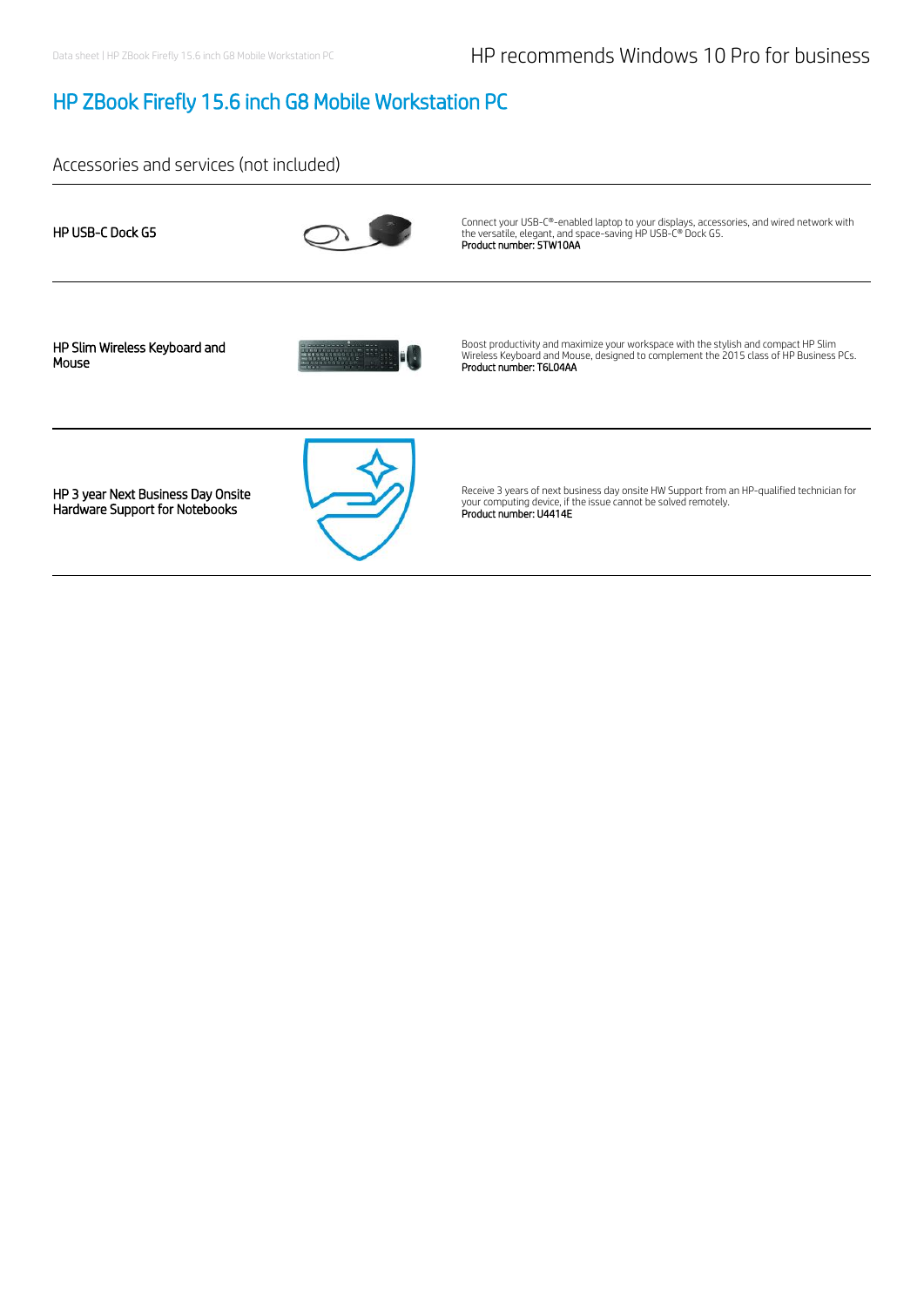# HP ZBook Firefly 15.6 inch G8 Mobile Workstation PC

## Accessories and services (not included)

**HP USB-C Dock G5**

Connect your USB-C®-enabled laptop to your displays, accessories, and wired network with the versatile, elegant, and space-saving HP USB-C® Dock G5.
Product number: 5TW10AA

**HP Slim Wireless Keyboard and Mouse**

Boost productivity and maximize your workspace with the stylish and compact HP Slim Wireless Keyboard and Mouse, designed to complement the 2015 class of HP Business PCs.
Product number: T6L04AA

**HP 3 year Next Business Day Onsite Hardware Support for Notebooks**

Receive 3 years of next business day onsite HW Support from an HP-qualified technician for your computing device, if the issue cannot be solved remotely.
Product number: U4414E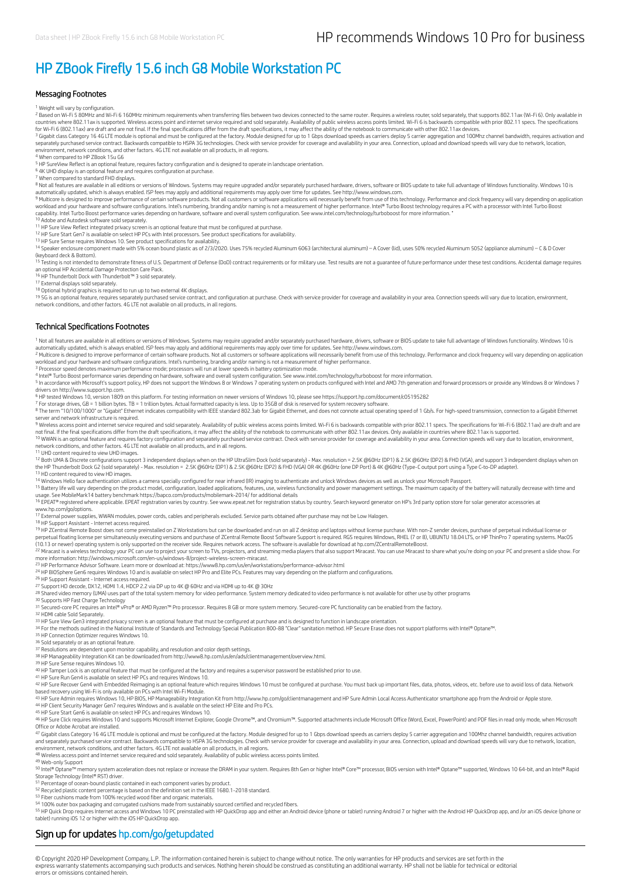// HP recommends Windows 10 Pro for business

# HP ZBook Firefly 15.6 inch G8 Mobile Workstation PC

## Messaging Footnotes

[1] Weight will vary by configuration.

[2] Based on Wi-Fi 5 80MHz and Wi-Fi 6 160MHz minimum requirements when transferring files between two devices connected to the same router. Requires a wireless router, sold separately, that supports 802.11ax (Wi-Fi 6). Only available in countries where 802.11ax is supported. Wireless access point and internet service required and sold separately. Availability of public wireless access points limited. Wi-Fi 6 is backwards compatible with prior 802.11 specs. The specifications for Wi-Fi 6 (802.11ax) are draft and are not final. If the final specifications differ from the draft specifications, it may affect the ability of the notebook to communicate with other 802.11ax devices.

[3] Gigabit class Category 16 4G LTE module is optional and must be configured at the factory. Module designed for up to 1 Gbps download speeds as carriers deploy 5 carrier aggregation and 100Mhz channel bandwidth, requires activation and separately purchased service contract. Backwards compatible to HSPA 3G technologies. Check with service provider for coverage and availability in your area. Connection, upload and download speeds will vary due to network, location, environment, network conditions, and other factors. 4G LTE not available on all products, in all regions.

[4] When compared to HP ZBook 15u G6

[5] HP SureView Reflect is an optional feature, requires factory configuration and is designed to operate in landscape orientation.

[6] 4K UHD display is an optional feature and requires configuration at purchase.

[7] When compared to standard FHD displays.

[8] Not all features are available in all editions or versions of Windows. Systems may require upgraded and/or separately purchased hardware, drivers, software or BIOS update to take full advantage of Windows functionality. Windows 10 is automatically updated, which is always enabled. ISP fees may apply and additional requirements may apply over time for updates. See http://www.windows.com.

[9] Multicore is designed to improve performance of certain software products. Not all customers or software applications will necessarily benefit from use of this technology. Performance and clock frequency will vary depending on application workload and your hardware and software configurations. Intel's numbering, branding and/or naming is not a measurement of higher performance. Intel® Turbo Boost technology requires a PC with a processor with Intel Turbo Boost capability. Intel Turbo Boost performance varies depending on hardware, software and overall system configuration. See www.intel.com/technology/turboboost for more information. "

[10] Adobe and Autodesk software sold separately.

[11] HP Sure View Reflect integrated privacy screen is an optional feature that must be configured at purchase.

[12] HP Sure Start Gen7 is available on select HP PCs with Intel processors. See product specifications for availability.

[13] HP Sure Sense requires Windows 10. See product specifications for availability.

[14] Speaker enclosure component made with 5% ocean bound plastic as of 2/3/2020. Uses 75% recycled Aluminum 6063 (architectural aluminum) – A Cover (lid), uses 50% recycled Aluminum 5052 (appliance aluminum) – C & D Cover (keyboard deck & Bottom).

[15] Testing is not intended to demonstrate fitness of U.S. Department of Defense (DoD) contract requirements or for military use. Test results are not a guarantee of future performance under these test conditions. Accidental damage requires an optional HP Accidental Damage Protection Care Pack.

[16] HP Thunderbolt Dock with Thunderbolt™ 3 sold separately.

[17] External displays sold separately.

[18] Optional hybrid graphics is required to run up to two external 4K displays.

[19] 5G is an optional feature, requires separately purchased service contract, and configuration at purchase. Check with service provider for coverage and availability in your area. Connection speeds will vary due to location, environment, network conditions, and other factors. 4G LTE not available on all products, in all regions.

## Technical Specifications Footnotes

[1] Not all features are available in all editions or versions of Windows. Systems may require upgraded and/or separately purchased hardware, drivers, software or BIOS update to take full advantage of Windows functionality. Windows 10 is automatically updated, which is always enabled. ISP fees may apply and additional requirements may apply over time for updates. See http://www.windows.com.

[2] Multicore is designed to improve performance of certain software products. Not all customers or software applications will necessarily benefit from use of this technology. Performance and clock frequency will vary depending on application workload and your hardware and software configurations. Intel's numbering, branding and/or naming is not a measurement of higher performance.

[3] Processor speed denotes maximum performance mode; processors will run at lower speeds in battery optimization mode.

[4] Intel® Turbo Boost performance varies depending on hardware, software and overall system configuration. See www.intel.com/technology/turboboost for more information.

[5] In accordance with Microsoft's support policy, HP does not support the Windows 8 or Windows 7 operating system on products configured with Intel and AMD 7th generation and forward processors or provide any Windows 8 or Windows 7 drivers on http://www.support.hp.com.

[6] HP tested Windows 10, version 1809 on this platform. For testing information on newer versions of Windows 10, please see https://support.hp.com/document/c05195282

[7] For storage drives, GB = 1 billion bytes. TB = 1 trillion bytes. Actual formatted capacity is less. Up to 35GB of disk is reserved for system recovery software.

[8] The term "10/100/1000" or "Gigabit" Ethernet indicates compatibility with IEEE standard 802.3ab for Gigabit Ethernet, and does not connote actual operating speed of 1 Gb/s. For high-speed transmission, connection to a Gigabit Ethernet server and network infrastructure is required.

[9] Wireless access point and internet service required and sold separately. Availability of public wireless access points limited. Wi-Fi 6 is backwards compatible with prior 802.11 specs. The specifications for Wi-Fi 6 (802.11ax) are draft and are not final. If the final specifications differ from the draft specifications, it may affect the ability of the notebook to communicate with other 802.11ax devices. Only available in countries where 802.11ax is supported.

[10] WWAN is an optional feature and requires factory configuration and separately purchased service contract. Check with service provider for coverage and availability in your area. Connection speeds will vary due to location, environment, network conditions, and other factors. 4G LTE not available on all products, in all regions.

[11] UHD content required to view UHD images.

[12] Both UMA & Discrete configurations support 3 independent displays when on the HP UltraSlim Dock (sold separately) - Max. resolution = 2.5K @60Hz (DP1) & 2.5K @60Hz (DP2) & FHD (VGA), and support 3 independent displays when on the HP Thunderbolt Dock G2 (sold separately) - Max. resolution = 2.5K @60Hz (DP1) & 2.5K @60Hz (DP2) & FHD (VGA) OR 4K @60Hz (one DP Port) & 4K @60Hz (Type-C output port using a Type C-to-DP adapter).

[13] HD content required to view HD images.

[14] Windows Hello face authentication utilizes a camera specially configured for near infrared (IR) imaging to authenticate and unlock Windows devices as well as unlock your Microsoft Passport.

[15] Battery life will vary depending on the product model, configuration, loaded applications, features, use, wireless functionality and power management settings. The maximum capacity of the battery will naturally decrease with time and usage. See MobileMark14 battery benchmark https://bapco.com/products/mobilemark-2014/ for additional details

[16] EPEAT® registered where applicable. EPEAT registration varies by country. See www.epeat.net for registration status by country. Search keyword generator on HP's 3rd party option store for solar generator accessories at www.hp.com/go/options.

[17] External power supplies, WWAN modules, power cords, cables and peripherals excluded. Service parts obtained after purchase may not be Low Halogen.

[18] HP Support Assistant - Internet access required.

[19] HP ZCentral Remote Boost does not come preinstalled on Z Workstations but can be downloaded and run on all Z desktop and laptops without license purchase. With non-Z sender devices, purchase of perpetual individual license or perpetual floating license per simultaneously executing versions and purchase of ZCentral Remote Boost Software Support is required. RGS requires Windows, RHEL (7 or 8), UBUNTU 18.04 LTS, or HP ThinPro 7 operating systems. MacOS (10.13 or newer) operating system is only supported on the receiver side. Requires network access. The software is available for download at hp.com/ZCentralRemoteBoost.

[22] Miracast is a wireless technology your PC can use to project your screen to TVs, projectors, and streaming media players that also support Miracast. You can use Miracast to share what you're doing on your PC and present a slide show. For more information: http://windows.microsoft.com/en-us/windows-8/project-wireless-screen-miracast.

[23] HP Performance Advisor Software. Learn more or download at: https://www8.hp.com/us/en/workstations/performance-advisor.html

[24] HP BIOSphere Gen6 requires Windows 10 and is available on select HP Pro and Elite PCs. Features may vary depending on the platform and configurations.

[26] HP Support Assistant - Internet access required.

[27] Support HD decode, DX12, HDMI 1.4, HDCP 2.2 via DP up to 4K @ 60Hz and via HDMI up to 4K @ 30Hz

[28] Shared video memory (UMA) uses part of the total system memory for video performance. System memory dedicated to video performance is not available for other use by other programs

[30] Supports HP Fast Charge Technology

[31] Secured-core PC requires an Intel® vPro® or AMD Ryzen™ Pro processor. Requires 8 GB or more system memory. Secured-core PC functionality can be enabled from the factory.

[32] HDMI cable Sold Separately.

[33] HP Sure View Gen3 integrated privacy screen is an optional feature that must be configured at purchase and is designed to function in landscape orientation.

[34] For the methods outlined in the National Institute of Standards and Technology Special Publication 800-88 "Clear" sanitation method. HP Secure Erase does not support platforms with Intel® Optane™.

[35] HP Connection Optimizer requires Windows 10.

[36] Sold separately or as an optional feature.

[37] Resolutions are dependent upon monitor capability, and resolution and color depth settings.

[38] HP Manageability Integration Kit can be downloaded from http://www8.hp.com/us/en/ads/clientmanagement/overview.html.

[39] HP Sure Sense requires Windows 10.

[40] HP Tamper Lock is an optional feature that must be configured at the factory and requires a supervisor password be established prior to use.

[41] HP Sure Run Gen4 is available on select HP PCs and requires Windows 10.

[42] HP Sure Recover Gen4 with Embedded Reimaging is an optional feature which requires Windows 10 must be configured at purchase. You must back up important files, data, photos, videos, etc. before use to avoid loss of data. Network based recovery using Wi-Fi is only available on PCs with Intel Wi-Fi Module.

[43] HP Sure Admin requires Windows 10, HP BIOS, HP Manageability Integration Kit from http://www.hp.com/go/clientmanagement and HP Sure Admin Local Access Authenticator smartphone app from the Android or Apple store.

[44] HP Client Security Manager Gen7 requires Windows and is available on the select HP Elite and Pro PCs.

[45] HP Sure Start Gen6 is available on select HP PCs and requires Windows 10.

[46] HP Sure Click requires Windows 10 and supports Microsoft Internet Explorer, Google Chrome™, and Chromium™. Supported attachments include Microsoft Office (Word, Excel, PowerPoint) and PDF files in read only mode, when Microsoft Office or Adobe Acrobat are installed.

[47] Gigabit class Category 16 4G LTE module is optional and must be configured at the factory. Module designed for up to 1 Gbps download speeds as carriers deploy 5 carrier aggregation and 100Mhz channel bandwidth, requires activation and separately purchased service contract. Backwards compatible to HSPA 3G technologies. Check with service provider for coverage and availability in your area. Connection, upload and download speeds will vary due to network, location, environment, network conditions, and other factors. 4G LTE not available on all products, in all regions.

[48] Wireless access point and Internet service required and sold separately. Availability of public wireless access points limited.

[49] Web-only Support

[50] Intel® Optane™ memory system acceleration does not replace or increase the DRAM in your system. Requires 8th Gen or higher Intel® Core™ processor, BIOS version with Intel® Optane™ supported, Windows 10 64-bit, and an Intel® Rapid Storage Technology (Intel® RST) driver.

[51] Percentage of ocean-bound plastic contained in each component varies by product.

[52] Recycled plastic content percentage is based on the definition set in the IEEE 1680.1-2018 standard.

[53] Fiber cushions made from 100% recycled wood fiber and organic materials.

[54] 100% outer box packaging and corrugated cushions made from sustainably sourced certified and recycled fibers.

[55] HP Quick Drop requires Internet access and Windows 10 PC preinstalled with HP QuickDrop app and either an Android device (phone or tablet) running Android 7 or higher with the Android HP QuickDrop app, and /or an iOS device (phone or tablet) running iOS 12 or higher with the iOS HP QuickDrop app.

## Sign up for updates hp.com/go/getupdated

© Copyright 2020 HP Development Company, L.P. The information contained herein is subject to change without notice. The only warranties for HP products and services are set forth in the express warranty statements accompanying such products and services. Nothing herein should be construed as constituting an additional warranty. HP shall not be liable for technical or editorial errors or omissions contained herein.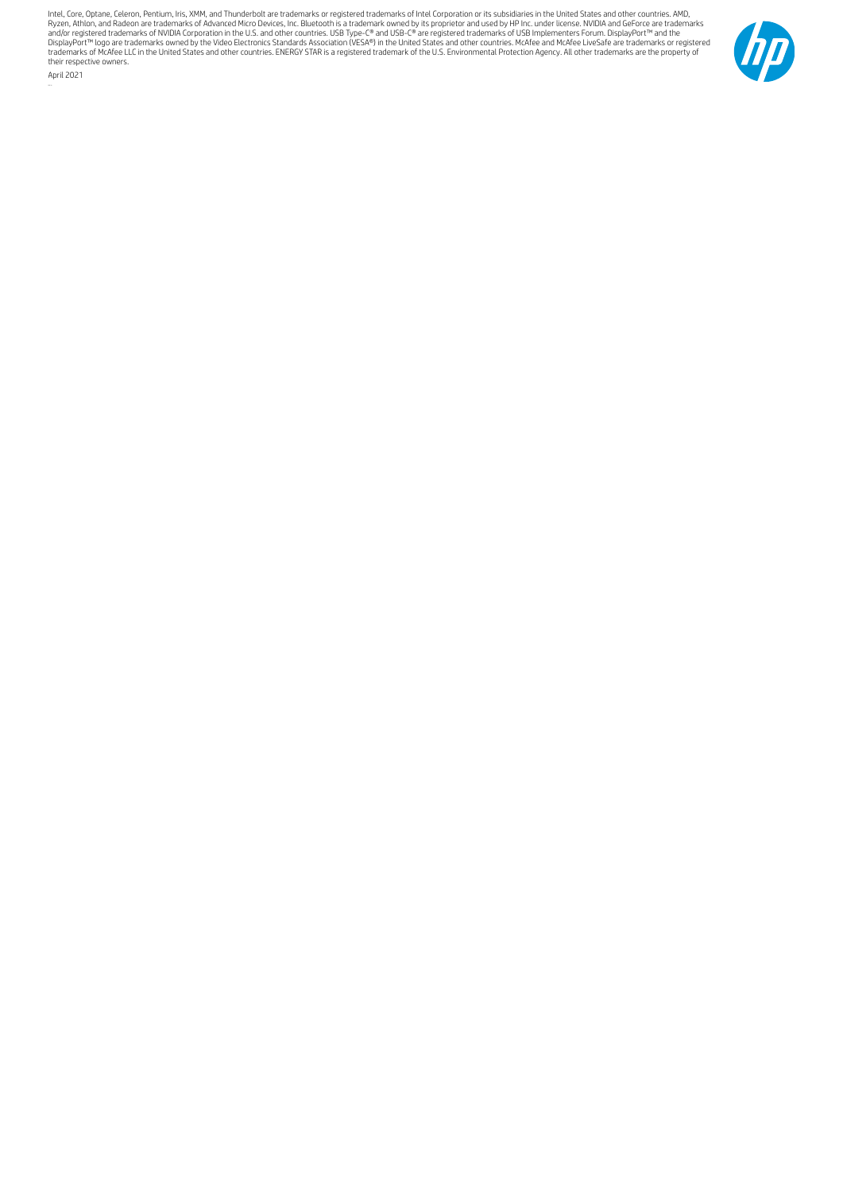Intel, Core, Optane, Celeron, Pentium, Iris, XMM, and Thunderbolt are trademarks or registered trademarks of Intel Corporation or its subsidiaries in the United States and other countries. AMD, Ryzen, Athlon, and Radeon are trademarks of Advanced Micro Devices, Inc. Bluetooth is a trademark owned by its proprietor and used by HP Inc. under license. NVIDIA and GeForce are trademarks and/or registered trademarks of NVIDIA Corporation in the U.S. and other countries. USB Type-C® and USB-C® are registered trademarks of USB Implementers Forum. DisplayPort™ and the DisplayPort™ logo are trademarks owned by the Video Electronics Standards Association (VESA®) in the United States and other countries. McAfee and McAfee LiveSafe are trademarks or registered trademarks of McAfee LLC in the United States and other countries. ENERGY STAR is a registered trademark of the U.S. Environmental Protection Agency. All other trademarks are the property of their respective owners.

April 2021